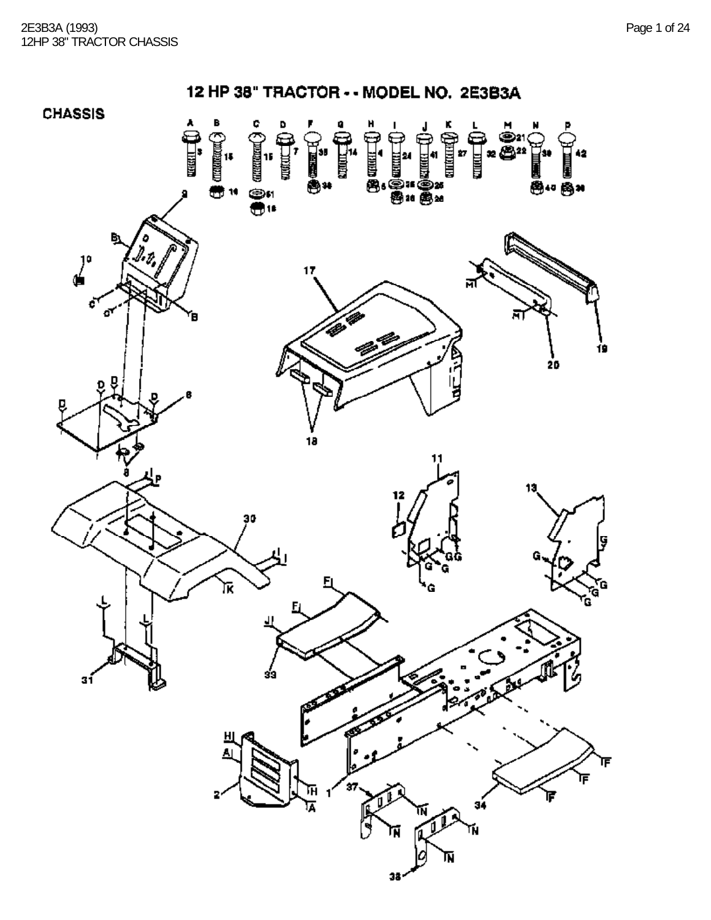# 12 HP 38" TRACTOR - - MODEL NO. 2E3B3A

## CHASSIS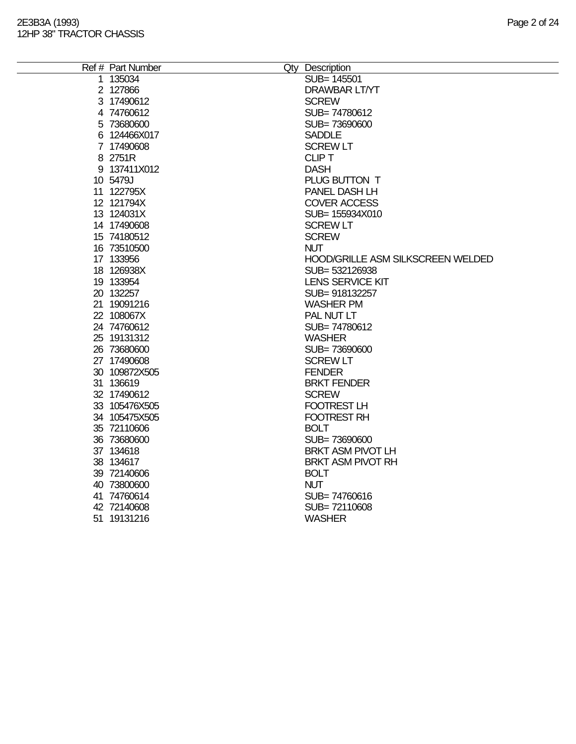| Ref # | Part Number | Qty | Description |
|---|---|---|---|
| 1 | 135034 | | SUB= 145501 |
| 2 | 127866 | | DRAWBAR LT/YT |
| 3 | 17490612 | | SCREW |
| 4 | 74760612 | | SUB= 74780612 |
| 5 | 73680600 | | SUB= 73690600 |
| 6 | 124466X017 | | SADDLE |
| 7 | 17490608 | | SCREW LT |
| 8 | 2751R | | CLIP T |
| 9 | 137411X012 | | DASH |
| 10 | 5479J | | PLUG BUTTON T |
| 11 | 122795X | | PANEL DASH LH |
| 12 | 121794X | | COVER ACCESS |
| 13 | 124031X | | SUB= 155934X010 |
| 14 | 17490608 | | SCREW LT |
| 15 | 74180512 | | SCREW |
| 16 | 73510500 | | NUT |
| 17 | 133956 | | HOOD/GRILLE ASM SILKSCREEN WELDED |
| 18 | 126938X | | SUB= 532126938 |
| 19 | 133954 | | LENS SERVICE KIT |
| 20 | 132257 | | SUB= 918132257 |
| 21 | 19091216 | | WASHER PM |
| 22 | 108067X | | PAL NUT LT |
| 24 | 74760612 | | SUB= 74780612 |
| 25 | 19131312 | | WASHER |
| 26 | 73680600 | | SUB= 73690600 |
| 27 | 17490608 | | SCREW LT |
| 30 | 109872X505 | | FENDER |
| 31 | 136619 | | BRKT FENDER |
| 32 | 17490612 | | SCREW |
| 33 | 105476X505 | | FOOTREST LH |
| 34 | 105475X505 | | FOOTREST RH |
| 35 | 72110606 | | BOLT |
| 36 | 73680600 | | SUB= 73690600 |
| 37 | 134618 | | BRKT ASM PIVOT LH |
| 38 | 134617 | | BRKT ASM PIVOT RH |
| 39 | 72140606 | | BOLT |
| 40 | 73800600 | | NUT |
| 41 | 74760614 | | SUB= 74760616 |
| 42 | 72140608 | | SUB= 72110608 |
| 51 | 19131216 | | WASHER |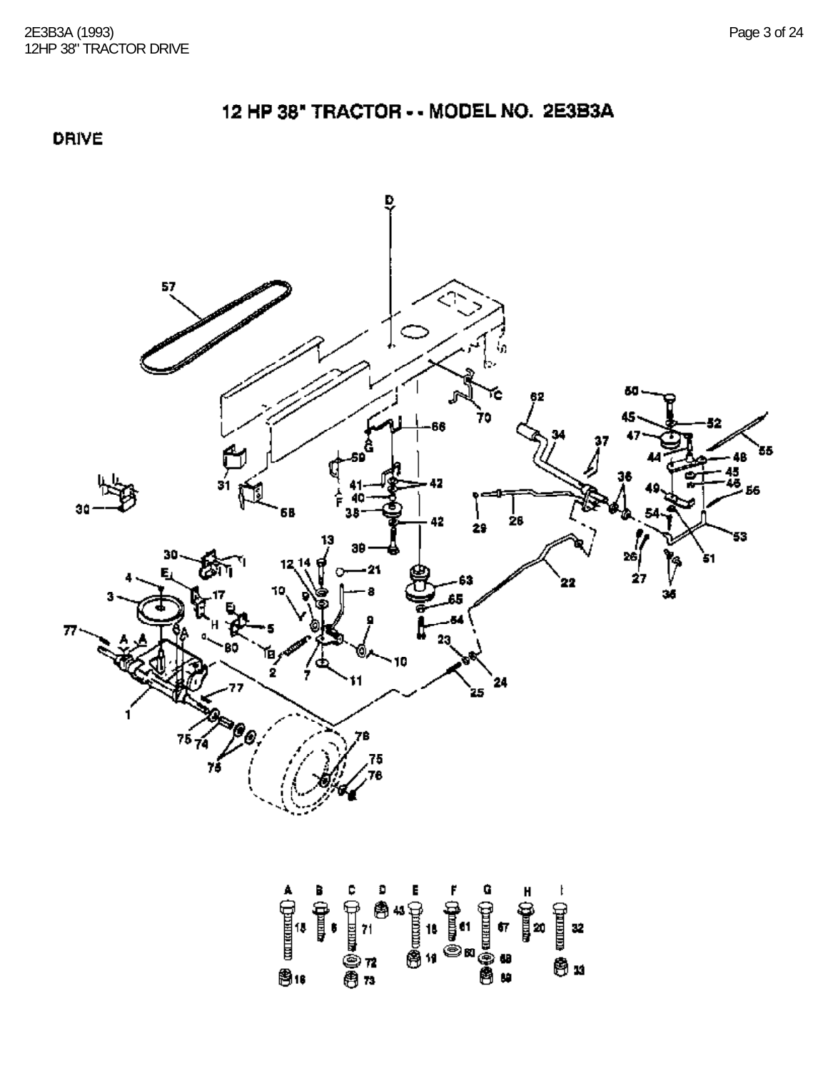# 12 HP 38" TRACTOR - - MODEL NO. 2E3B3A

## DRIVE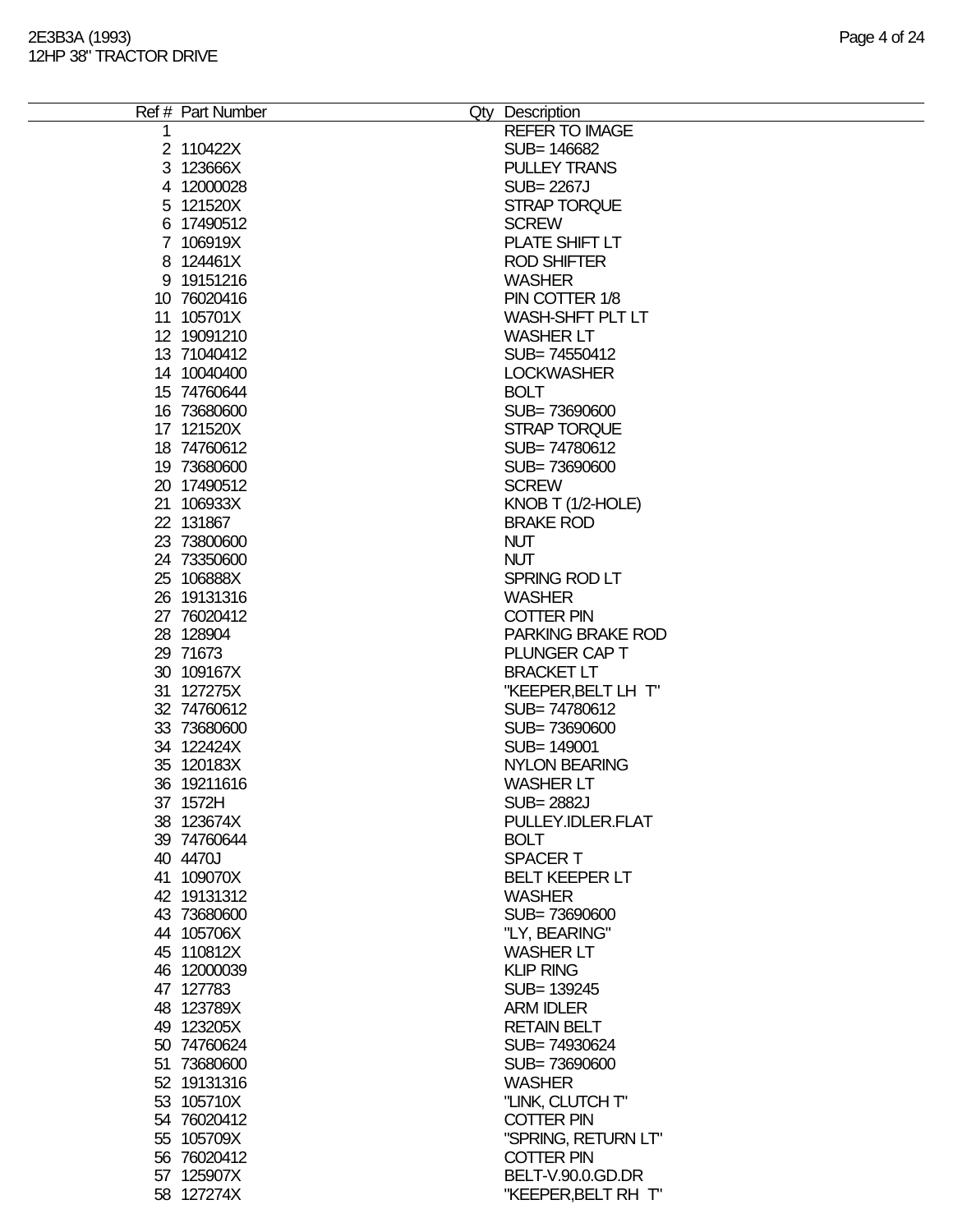| Ref # | Part Number | Qty | Description |
|---|---|---|---|
| 1 | | | REFER TO IMAGE |
| 2 | 110422X | | SUB= 146682 |
| 3 | 123666X | | PULLEY TRANS |
| 4 | 12000028 | | SUB= 2267J |
| 5 | 121520X | | STRAP TORQUE |
| 6 | 17490512 | | SCREW |
| 7 | 106919X | | PLATE SHIFT LT |
| 8 | 124461X | | ROD SHIFTER |
| 9 | 19151216 | | WASHER |
| 10 | 76020416 | | PIN COTTER 1/8 |
| 11 | 105701X | | WASH-SHFT PLT LT |
| 12 | 19091210 | | WASHER LT |
| 13 | 71040412 | | SUB= 74550412 |
| 14 | 10040400 | | LOCKWASHER |
| 15 | 74760644 | | BOLT |
| 16 | 73680600 | | SUB= 73690600 |
| 17 | 121520X | | STRAP TORQUE |
| 18 | 74760612 | | SUB= 74780612 |
| 19 | 73680600 | | SUB= 73690600 |
| 20 | 17490512 | | SCREW |
| 21 | 106933X | | KNOB T (1/2-HOLE) |
| 22 | 131867 | | BRAKE ROD |
| 23 | 73800600 | | NUT |
| 24 | 73350600 | | NUT |
| 25 | 106888X | | SPRING ROD LT |
| 26 | 19131316 | | WASHER |
| 27 | 76020412 | | COTTER PIN |
| 28 | 128904 | | PARKING BRAKE ROD |
| 29 | 71673 | | PLUNGER CAP T |
| 30 | 109167X | | BRACKET LT |
| 31 | 127275X | | "KEEPER,BELT LH T" |
| 32 | 74760612 | | SUB= 74780612 |
| 33 | 73680600 | | SUB= 73690600 |
| 34 | 122424X | | SUB= 149001 |
| 35 | 120183X | | NYLON BEARING |
| 36 | 19211616 | | WASHER LT |
| 37 | 1572H | | SUB= 2882J |
| 38 | 123674X | | PULLEY.IDLER.FLAT |
| 39 | 74760644 | | BOLT |
| 40 | 4470J | | SPACER T |
| 41 | 109070X | | BELT KEEPER LT |
| 42 | 19131312 | | WASHER |
| 43 | 73680600 | | SUB= 73690600 |
| 44 | 105706X | | "LY, BEARING" |
| 45 | 110812X | | WASHER LT |
| 46 | 12000039 | | KLIP RING |
| 47 | 127783 | | SUB= 139245 |
| 48 | 123789X | | ARM IDLER |
| 49 | 123205X | | RETAIN BELT |
| 50 | 74760624 | | SUB= 74930624 |
| 51 | 73680600 | | SUB= 73690600 |
| 52 | 19131316 | | WASHER |
| 53 | 105710X | | "LINK, CLUTCH T" |
| 54 | 76020412 | | COTTER PIN |
| 55 | 105709X | | "SPRING, RETURN LT" |
| 56 | 76020412 | | COTTER PIN |
| 57 | 125907X | | BELT-V.90.0.GD.DR |
| 58 | 127274X | | "KEEPER,BELT RH T" |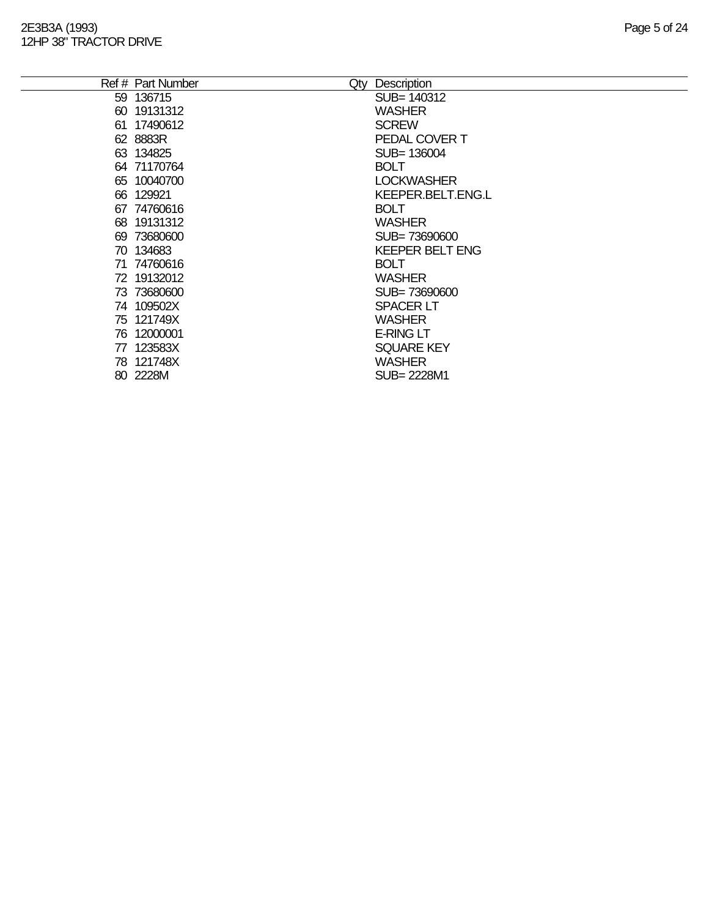| Ref # | Part Number | Qty | Description |
|---|---|---|---|
| 59 | 136715 | | SUB= 140312 |
| 60 | 19131312 | | WASHER |
| 61 | 17490612 | | SCREW |
| 62 | 8883R | | PEDAL COVER T |
| 63 | 134825 | | SUB= 136004 |
| 64 | 71170764 | | BOLT |
| 65 | 10040700 | | LOCKWASHER |
| 66 | 129921 | | KEEPER.BELT.ENG.L |
| 67 | 74760616 | | BOLT |
| 68 | 19131312 | | WASHER |
| 69 | 73680600 | | SUB= 73690600 |
| 70 | 134683 | | KEEPER BELT ENG |
| 71 | 74760616 | | BOLT |
| 72 | 19132012 | | WASHER |
| 73 | 73680600 | | SUB= 73690600 |
| 74 | 109502X | | SPACER LT |
| 75 | 121749X | | WASHER |
| 76 | 12000001 | | E-RING LT |
| 77 | 123583X | | SQUARE KEY |
| 78 | 121748X | | WASHER |
| 80 | 2228M | | SUB= 2228M1 |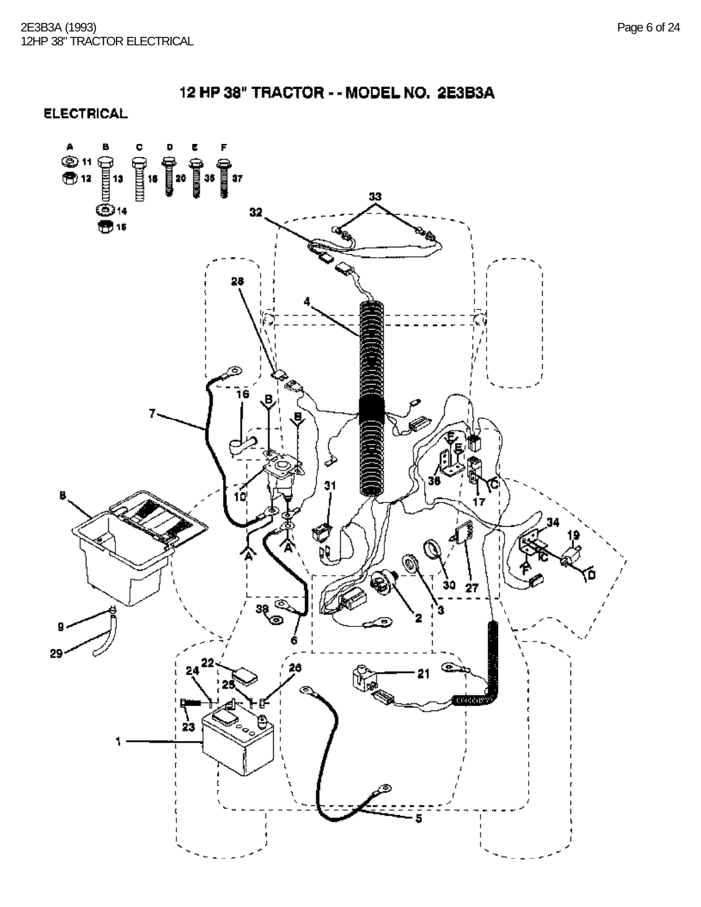# 12 HP 38" TRACTOR - - MODEL NO. 2E3B3A

## ELECTRICAL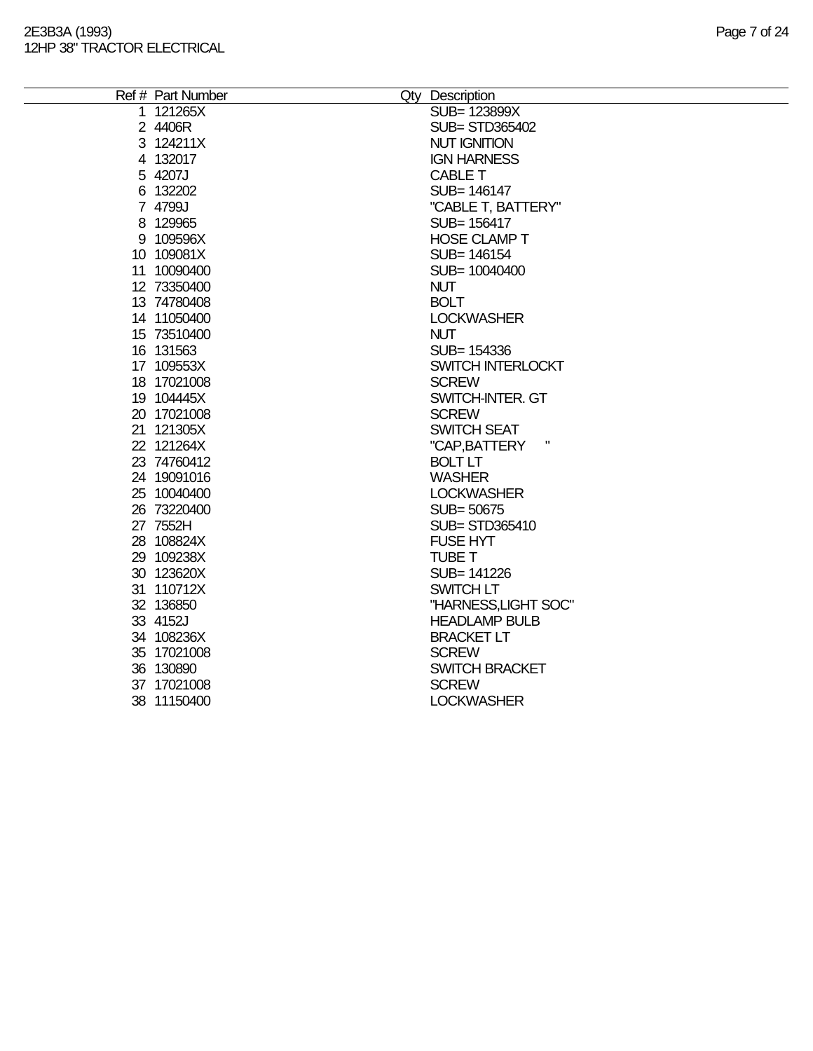| Ref # | Part Number | Qty | Description |
|---|---|---|---|
| 1 | 121265X | | SUB= 123899X |
| 2 | 4406R | | SUB= STD365402 |
| 3 | 124211X | | NUT IGNITION |
| 4 | 132017 | | IGN HARNESS |
| 5 | 4207J | | CABLE T |
| 6 | 132202 | | SUB= 146147 |
| 7 | 4799J | | "CABLE T, BATTERY" |
| 8 | 129965 | | SUB= 156417 |
| 9 | 109596X | | HOSE CLAMP T |
| 10 | 109081X | | SUB= 146154 |
| 11 | 10090400 | | SUB= 10040400 |
| 12 | 73350400 | | NUT |
| 13 | 74780408 | | BOLT |
| 14 | 11050400 | | LOCKWASHER |
| 15 | 73510400 | | NUT |
| 16 | 131563 | | SUB= 154336 |
| 17 | 109553X | | SWITCH INTERLOCKT |
| 18 | 17021008 | | SCREW |
| 19 | 104445X | | SWITCH-INTER. GT |
| 20 | 17021008 | | SCREW |
| 21 | 121305X | | SWITCH SEAT |
| 22 | 121264X | | "CAP,BATTERY " |
| 23 | 74760412 | | BOLT LT |
| 24 | 19091016 | | WASHER |
| 25 | 10040400 | | LOCKWASHER |
| 26 | 73220400 | | SUB= 50675 |
| 27 | 7552H | | SUB= STD365410 |
| 28 | 108824X | | FUSE HYT |
| 29 | 109238X | | TUBE T |
| 30 | 123620X | | SUB= 141226 |
| 31 | 110712X | | SWITCH LT |
| 32 | 136850 | | "HARNESS,LIGHT SOC" |
| 33 | 4152J | | HEADLAMP BULB |
| 34 | 108236X | | BRACKET LT |
| 35 | 17021008 | | SCREW |
| 36 | 130890 | | SWITCH BRACKET |
| 37 | 17021008 | | SCREW |
| 38 | 11150400 | | LOCKWASHER |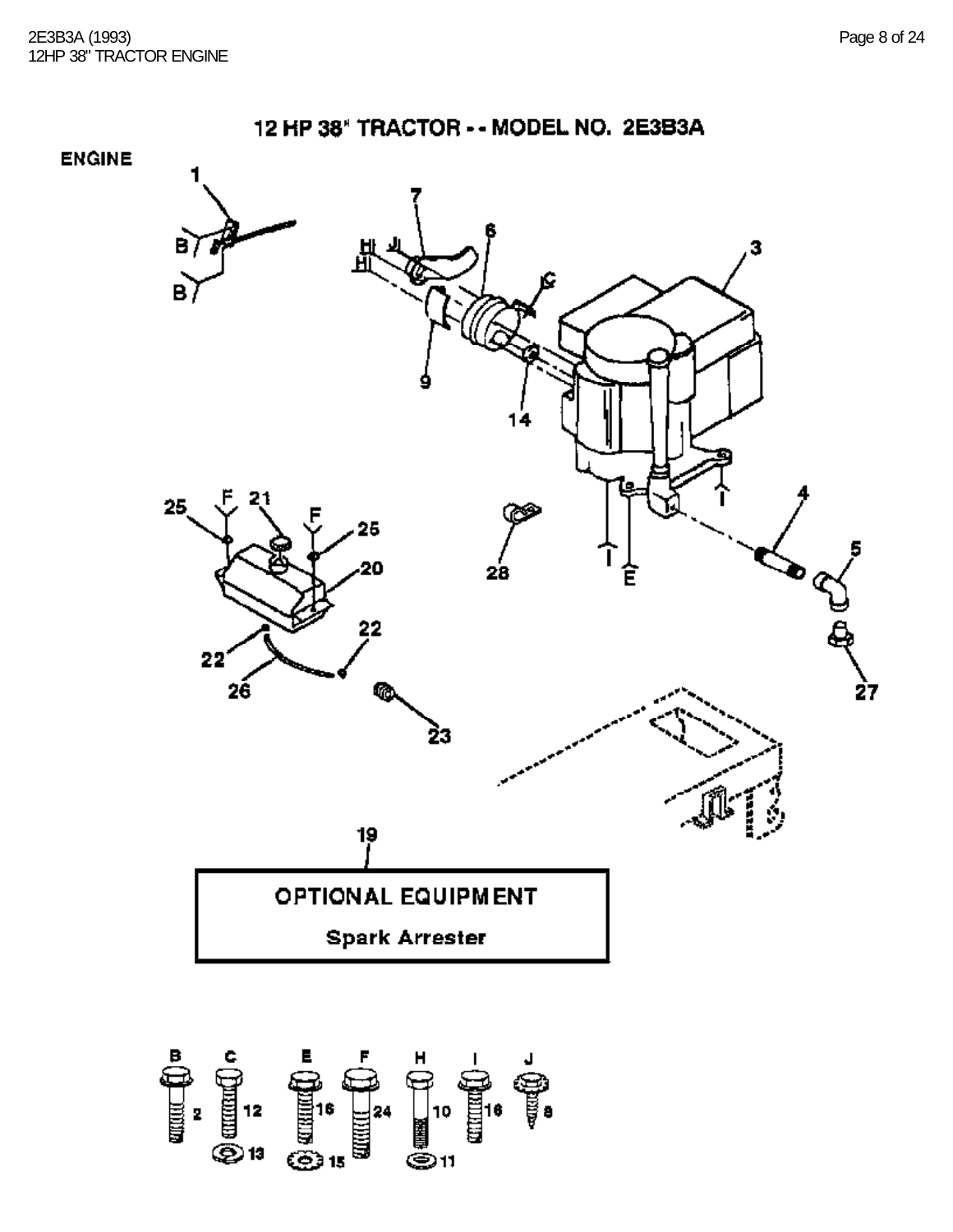# 12 HP 38" TRACTOR - - MODEL NO. 2E3B3A

## ENGINE

**OPTIONAL EQUIPMENT**

**Spark Arrester**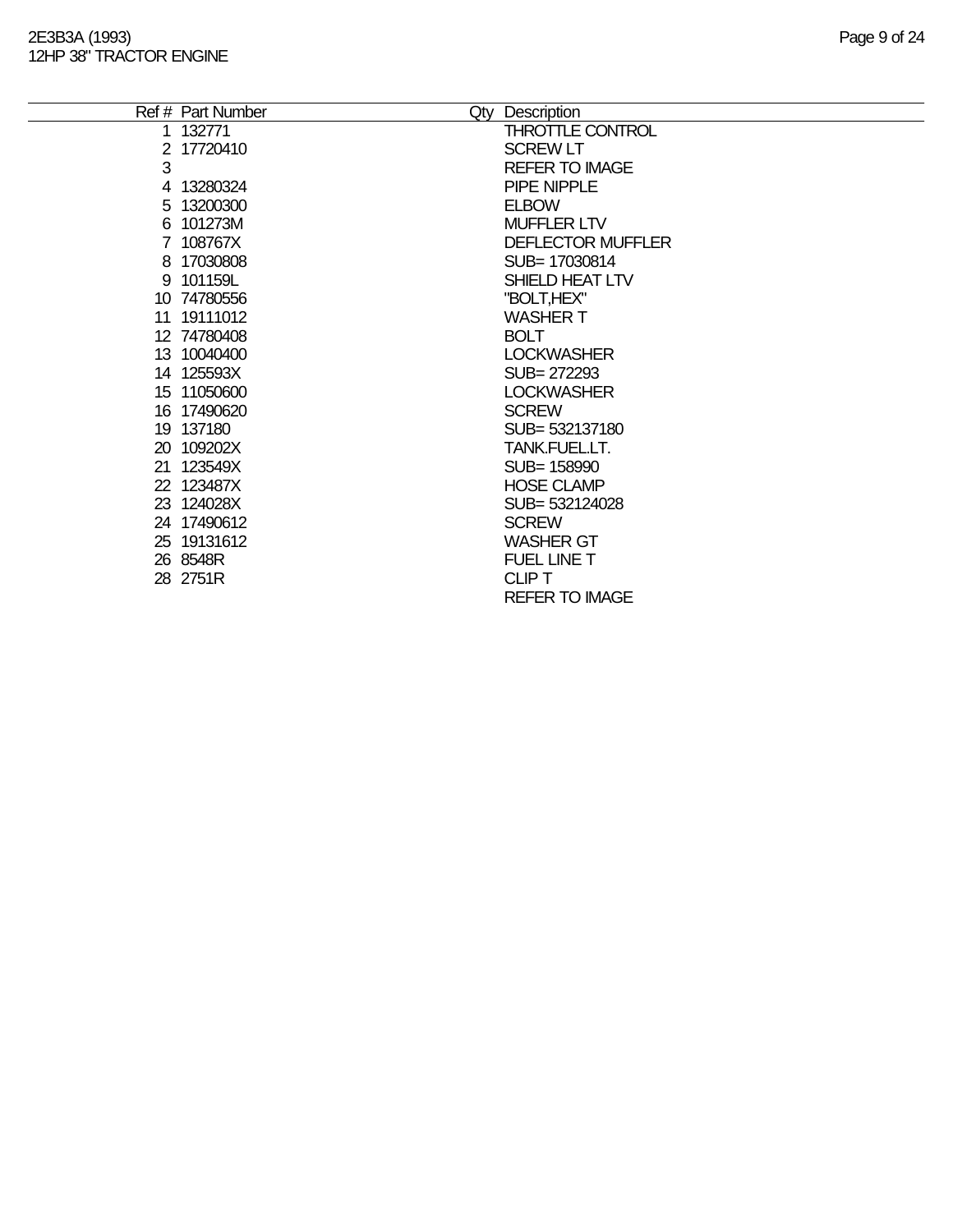| Ref # | Part Number | Qty | Description |
|---|---|---|---|
| 1 | 132771 | | THROTTLE CONTROL |
| 2 | 17720410 | | SCREW LT |
| 3 | | | REFER TO IMAGE |
| 4 | 13280324 | | PIPE NIPPLE |
| 5 | 13200300 | | ELBOW |
| 6 | 101273M | | MUFFLER LTV |
| 7 | 108767X | | DEFLECTOR MUFFLER |
| 8 | 17030808 | | SUB= 17030814 |
| 9 | 101159L | | SHIELD HEAT LTV |
| 10 | 74780556 | | "BOLT,HEX" |
| 11 | 19111012 | | WASHER T |
| 12 | 74780408 | | BOLT |
| 13 | 10040400 | | LOCKWASHER |
| 14 | 125593X | | SUB= 272293 |
| 15 | 11050600 | | LOCKWASHER |
| 16 | 17490620 | | SCREW |
| 19 | 137180 | | SUB= 532137180 |
| 20 | 109202X | | TANK.FUEL.LT. |
| 21 | 123549X | | SUB= 158990 |
| 22 | 123487X | | HOSE CLAMP |
| 23 | 124028X | | SUB= 532124028 |
| 24 | 17490612 | | SCREW |
| 25 | 19131612 | | WASHER GT |
| 26 | 8548R | | FUEL LINE T |
| 28 | 2751R | | CLIP T |
| | | | REFER TO IMAGE |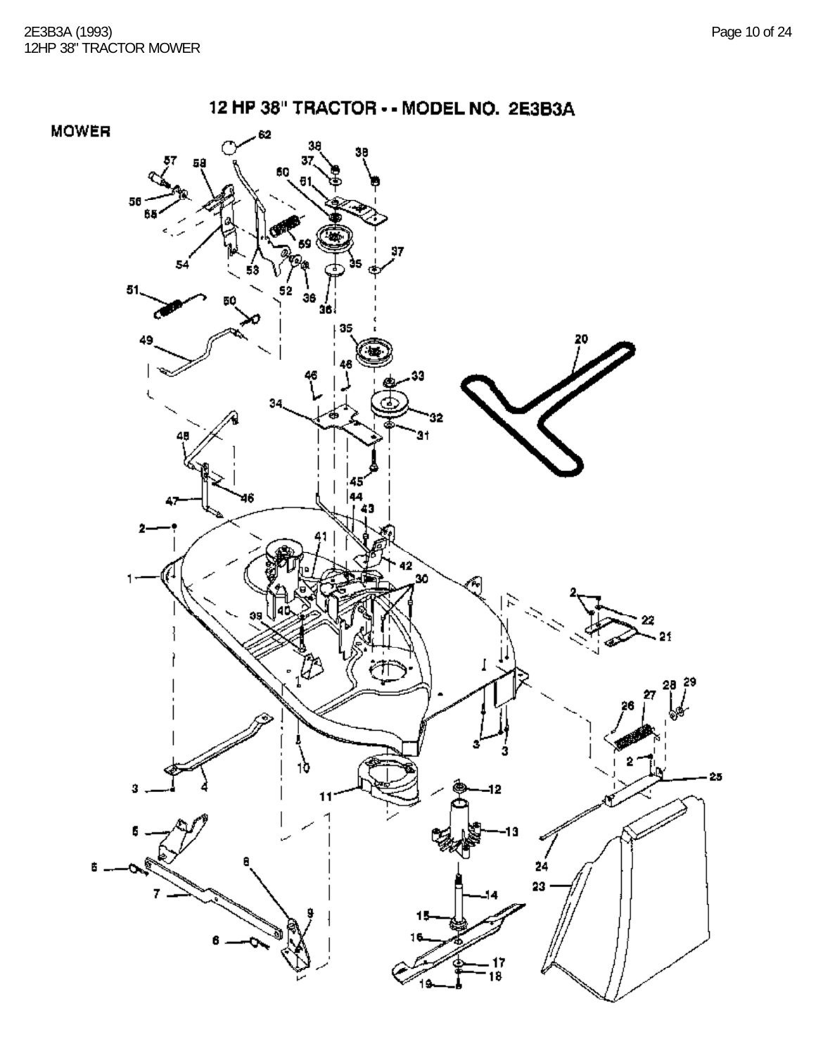# 12 HP 38" TRACTOR - - MODEL NO. 2E3B3A

## MOWER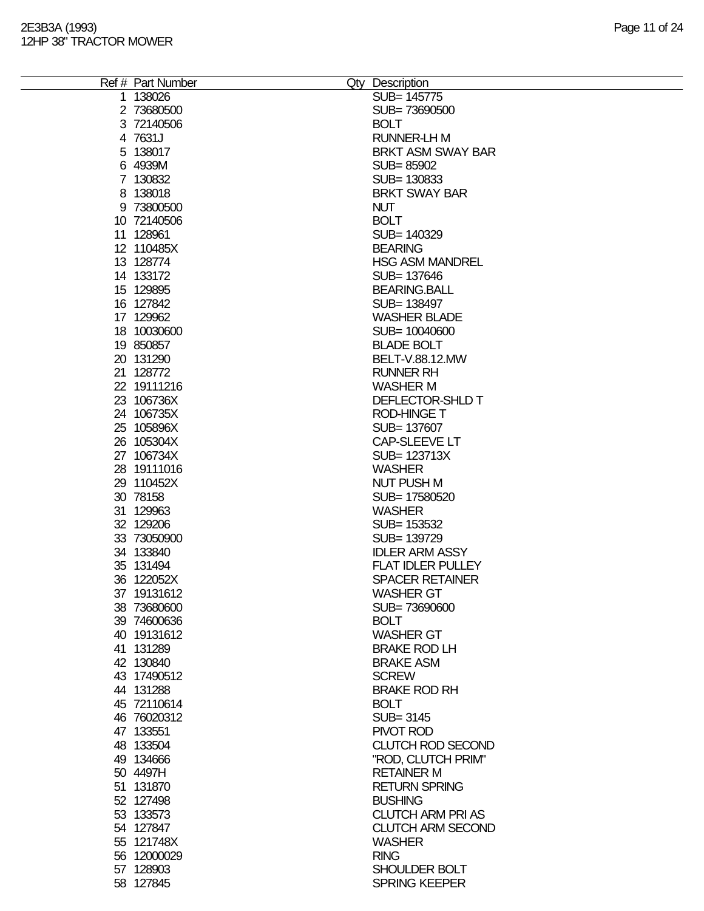| Ref # | Part Number | Qty | Description |
|---|---|---|---|
| 1 | 138026 | | SUB= 145775 |
| 2 | 73680500 | | SUB= 73690500 |
| 3 | 72140506 | | BOLT |
| 4 | 7631J | | RUNNER-LH M |
| 5 | 138017 | | BRKT ASM SWAY BAR |
| 6 | 4939M | | SUB= 85902 |
| 7 | 130832 | | SUB= 130833 |
| 8 | 138018 | | BRKT SWAY BAR |
| 9 | 73800500 | | NUT |
| 10 | 72140506 | | BOLT |
| 11 | 128961 | | SUB= 140329 |
| 12 | 110485X | | BEARING |
| 13 | 128774 | | HSG ASM MANDREL |
| 14 | 133172 | | SUB= 137646 |
| 15 | 129895 | | BEARING.BALL |
| 16 | 127842 | | SUB= 138497 |
| 17 | 129962 | | WASHER BLADE |
| 18 | 10030600 | | SUB= 10040600 |
| 19 | 850857 | | BLADE BOLT |
| 20 | 131290 | | BELT-V.88.12.MW |
| 21 | 128772 | | RUNNER RH |
| 22 | 19111216 | | WASHER M |
| 23 | 106736X | | DEFLECTOR-SHLD T |
| 24 | 106735X | | ROD-HINGE T |
| 25 | 105896X | | SUB= 137607 |
| 26 | 105304X | | CAP-SLEEVE LT |
| 27 | 106734X | | SUB= 123713X |
| 28 | 19111016 | | WASHER |
| 29 | 110452X | | NUT PUSH M |
| 30 | 78158 | | SUB= 17580520 |
| 31 | 129963 | | WASHER |
| 32 | 129206 | | SUB= 153532 |
| 33 | 73050900 | | SUB= 139729 |
| 34 | 133840 | | IDLER ARM ASSY |
| 35 | 131494 | | FLAT IDLER PULLEY |
| 36 | 122052X | | SPACER RETAINER |
| 37 | 19131612 | | WASHER GT |
| 38 | 73680600 | | SUB= 73690600 |
| 39 | 74600636 | | BOLT |
| 40 | 19131612 | | WASHER GT |
| 41 | 131289 | | BRAKE ROD LH |
| 42 | 130840 | | BRAKE ASM |
| 43 | 17490512 | | SCREW |
| 44 | 131288 | | BRAKE ROD RH |
| 45 | 72110614 | | BOLT |
| 46 | 76020312 | | SUB= 3145 |
| 47 | 133551 | | PIVOT ROD |
| 48 | 133504 | | CLUTCH ROD SECOND |
| 49 | 134666 | | "ROD, CLUTCH PRIM" |
| 50 | 4497H | | RETAINER M |
| 51 | 131870 | | RETURN SPRING |
| 52 | 127498 | | BUSHING |
| 53 | 133573 | | CLUTCH ARM PRI AS |
| 54 | 127847 | | CLUTCH ARM SECOND |
| 55 | 121748X | | WASHER |
| 56 | 12000029 | | RING |
| 57 | 128903 | | SHOULDER BOLT |
| 58 | 127845 | | SPRING KEEPER |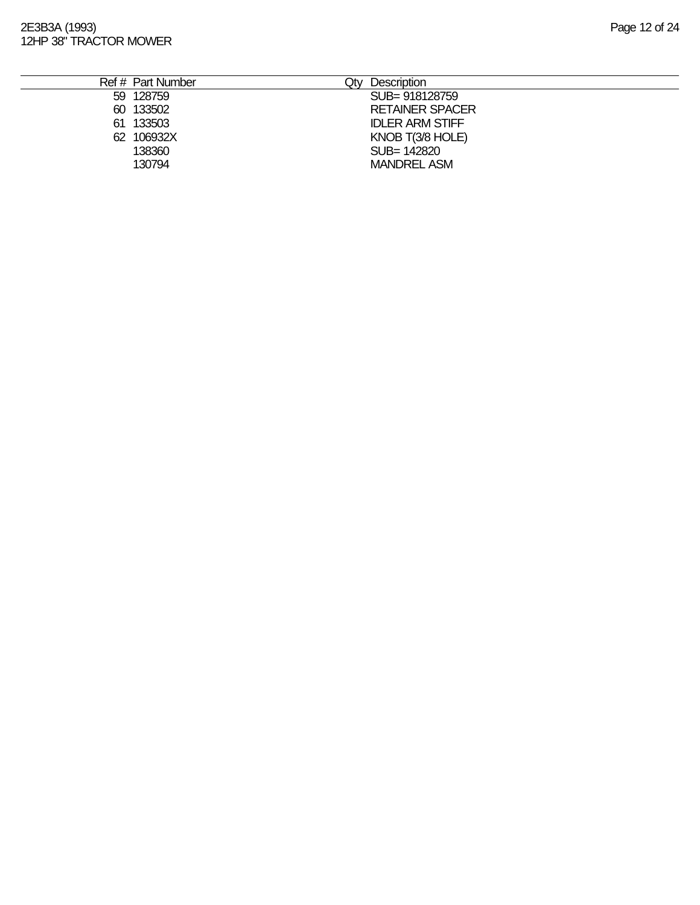| Ref # | Part Number | Qty | Description |
|---|---|---|---|
| 59 | 128759 | | SUB= 918128759 |
| 60 | 133502 | | RETAINER SPACER |
| 61 | 133503 | | IDLER ARM STIFF |
| 62 | 106932X | | KNOB T(3/8 HOLE) |
| | 138360 | | SUB= 142820 |
| | 130794 | | MANDREL ASM |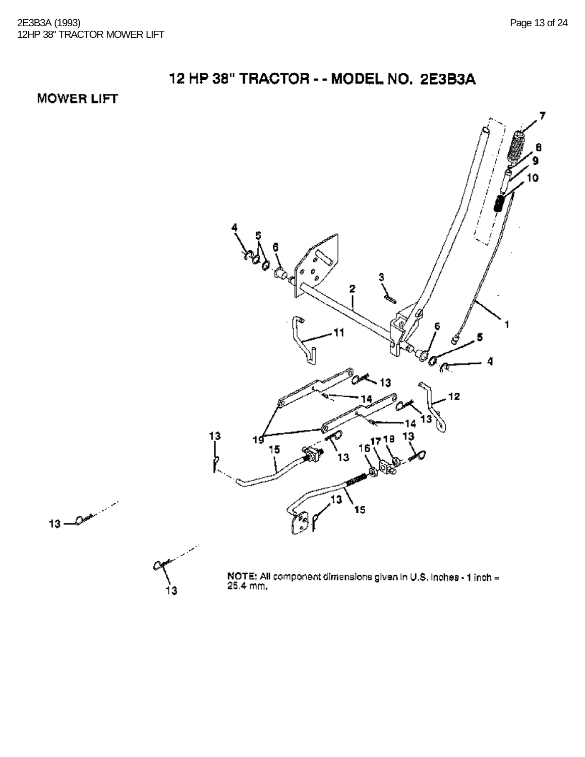# 12 HP 38" TRACTOR - - MODEL NO. 2E3B3A

## MOWER LIFT

NOTE: All component dimensions given in U.S. inches - 1 inch = 25.4 mm.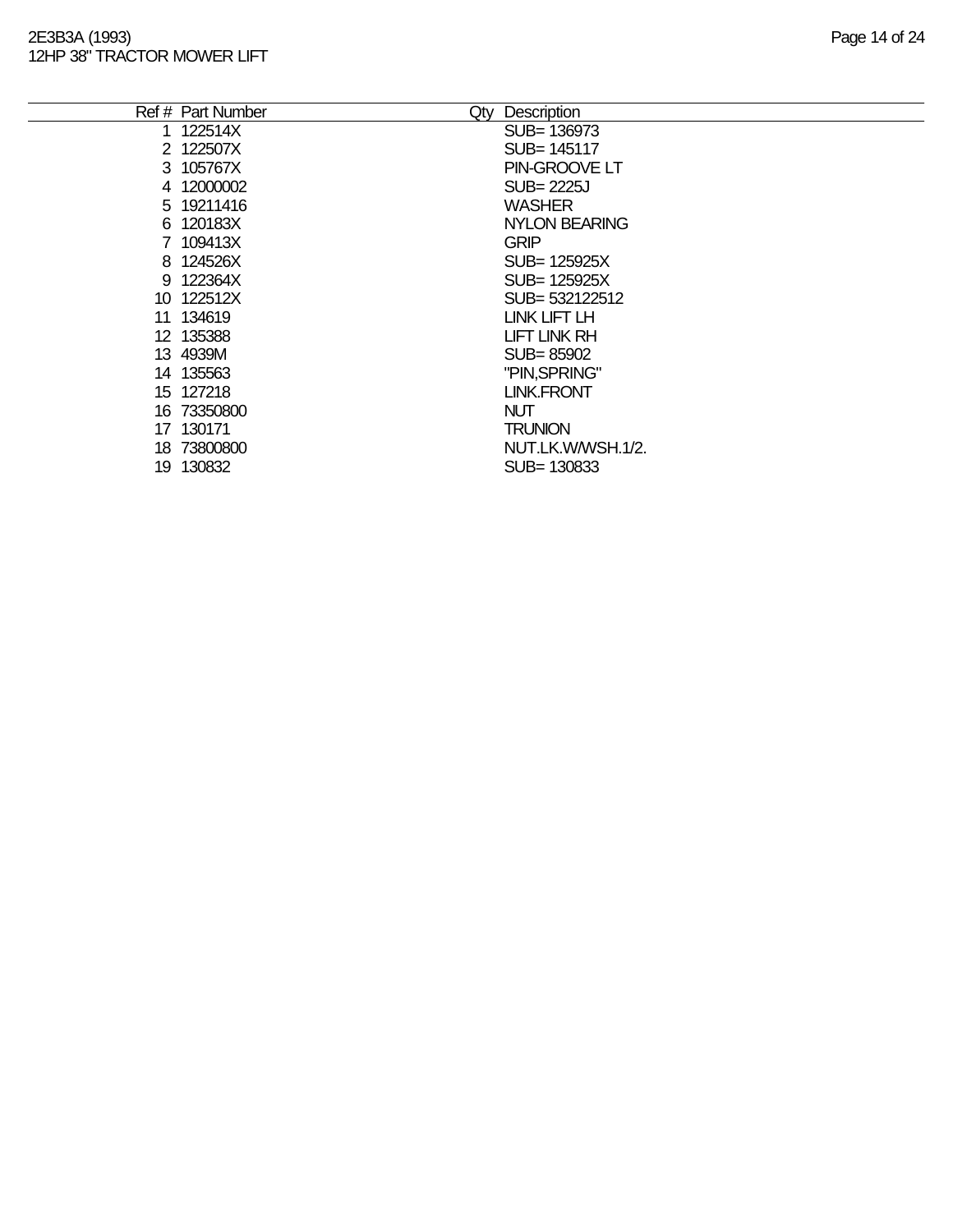| Ref # | Part Number | Qty | Description |
|---|---|---|---|
| 1 | 122514X | | SUB= 136973 |
| 2 | 122507X | | SUB= 145117 |
| 3 | 105767X | | PIN-GROOVE LT |
| 4 | 12000002 | | SUB= 2225J |
| 5 | 19211416 | | WASHER |
| 6 | 120183X | | NYLON BEARING |
| 7 | 109413X | | GRIP |
| 8 | 124526X | | SUB= 125925X |
| 9 | 122364X | | SUB= 125925X |
| 10 | 122512X | | SUB= 532122512 |
| 11 | 134619 | | LINK LIFT LH |
| 12 | 135388 | | LIFT LINK RH |
| 13 | 4939M | | SUB= 85902 |
| 14 | 135563 | | "PIN,SPRING" |
| 15 | 127218 | | LINK.FRONT |
| 16 | 73350800 | | NUT |
| 17 | 130171 | | TRUNION |
| 18 | 73800800 | | NUT.LK.W/WSH.1/2. |
| 19 | 130832 | | SUB= 130833 |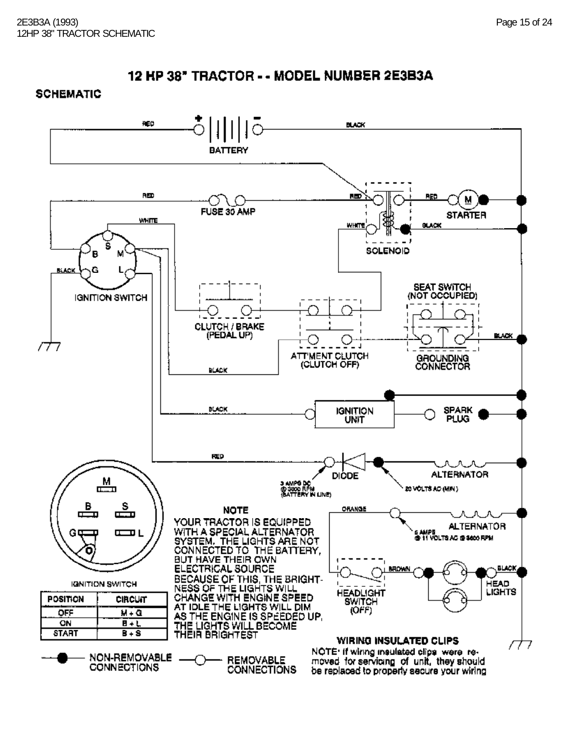# 12 HP 38" TRACTOR - - MODEL NUMBER 2E3B3A

## SCHEMATIC

RED — BATTERY (+ / −) — BLACK

RED — FUSE 30 AMP — RED — SOLENOID — RED — STARTER

WHITE — SOLENOID — BLACK

IGNITION SWITCH (S, B, M, G, L)

BLACK

CLUTCH / BRAKE (PEDAL UP)

ATT'MENT CLUTCH (CLUTCH OFF)

SEAT SWITCH (NOT OCCUPIED)

GROUNDING CONNECTOR

BLACK

BLACK — IGNITION UNIT — SPARK PLUG

RED — DIODE — ALTERNATOR

3 AMPS DC @ 3600 RPM (BATTERY IN LINE)

20 VOLTS AC (MIN.)

ORANGE — ALTERNATOR

5 AMPS @ 11 VOLTS AC @ 3600 RPM

HEADLIGHT SWITCH (OFF) — BROWN — HEAD LIGHTS — BLACK

IGNITION SWITCH

| POSITION | CIRCUIT |
| --- | --- |
| OFF | M + G |
| ON | B + L |
| START | B + S |

**NOTE**

YOUR TRACTOR IS EQUIPPED WITH A SPECIAL ALTERNATOR SYSTEM. THE LIGHTS ARE NOT CONNECTED TO THE BATTERY, BUT HAVE THEIR OWN ELECTRICAL SOURCE. BECAUSE OF THIS, THE BRIGHTNESS OF THE LIGHTS WILL CHANGE WITH ENGINE SPEED. AT IDLE THE LIGHTS WILL DIM. AS THE ENGINE IS SPEEDED UP, THE LIGHTS WILL BECOME THEIR BRIGHTEST

**WIRING INSULATED CLIPS**

NOTE: If wiring insulated clips were removed for servicing of unit, they should be replaced to properly secure your wiring

—●— NON-REMOVABLE CONNECTIONS —○— REMOVABLE CONNECTIONS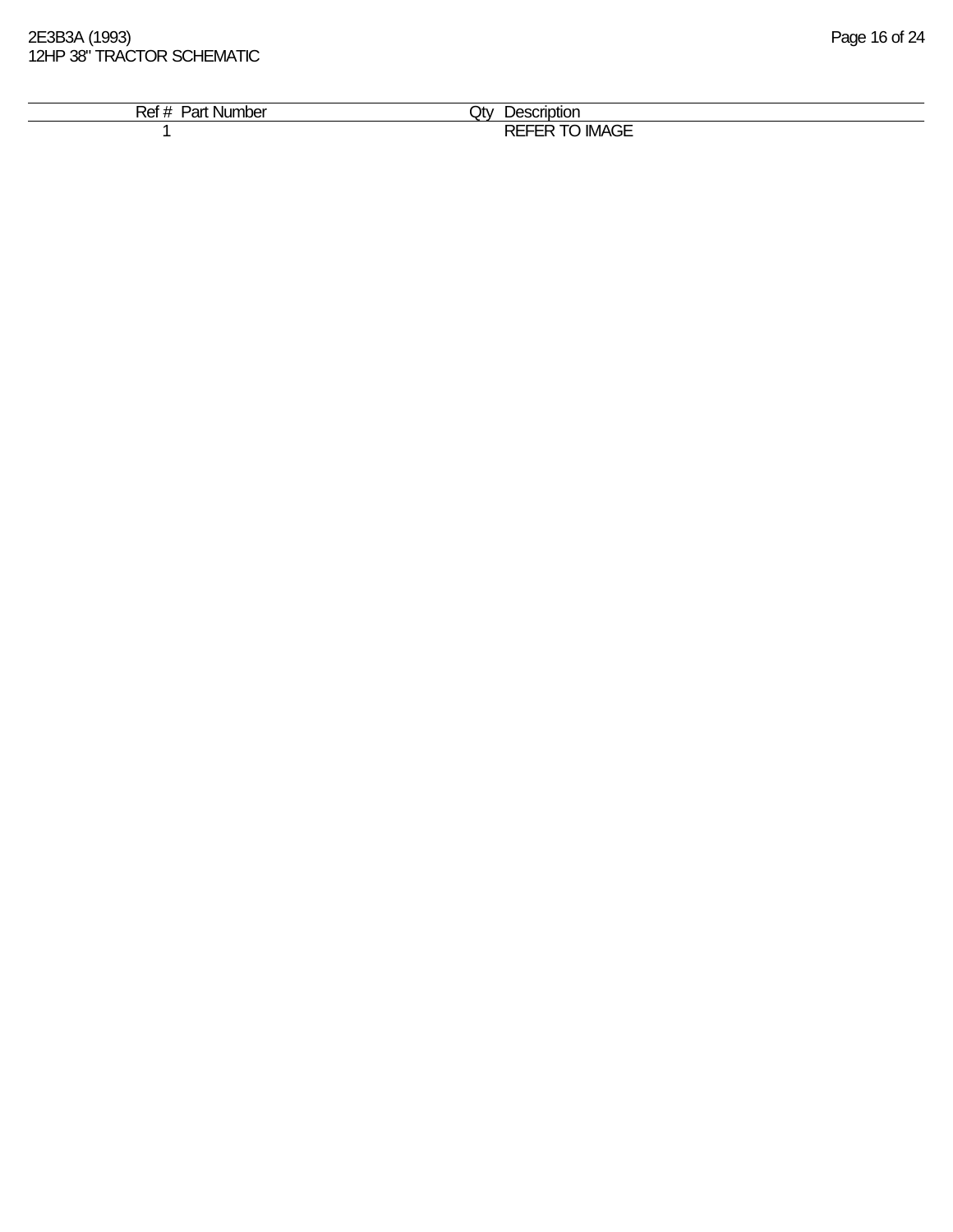| Ref # | Part Number | Qty | Description |
|---|---|---|---|
| 1 | | | REFER TO IMAGE |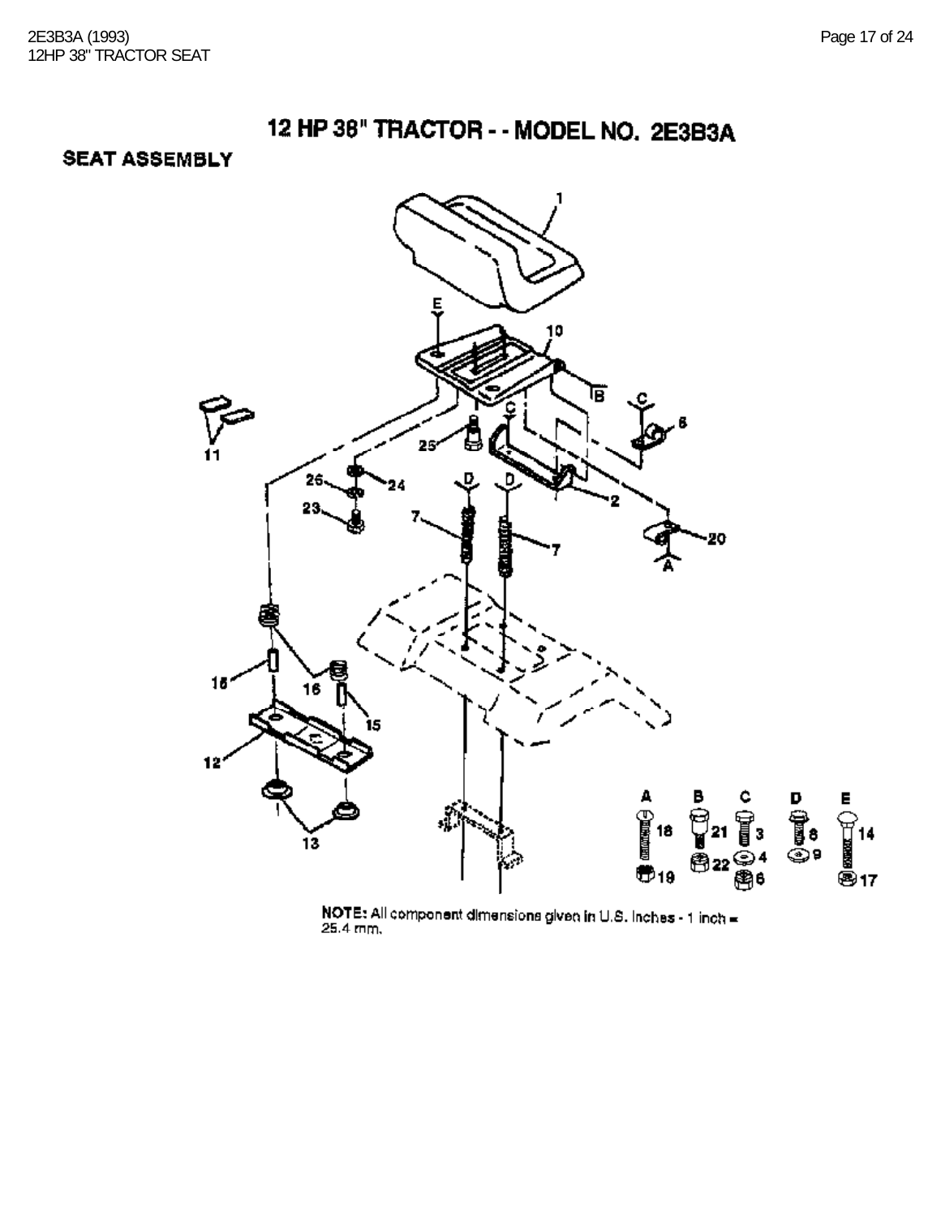# 12 HP 38" TRACTOR - - MODEL NO. 2E3B3A

## SEAT ASSEMBLY

NOTE: All component dimensions given in U.S. Inches - 1 inch = 25.4 mm.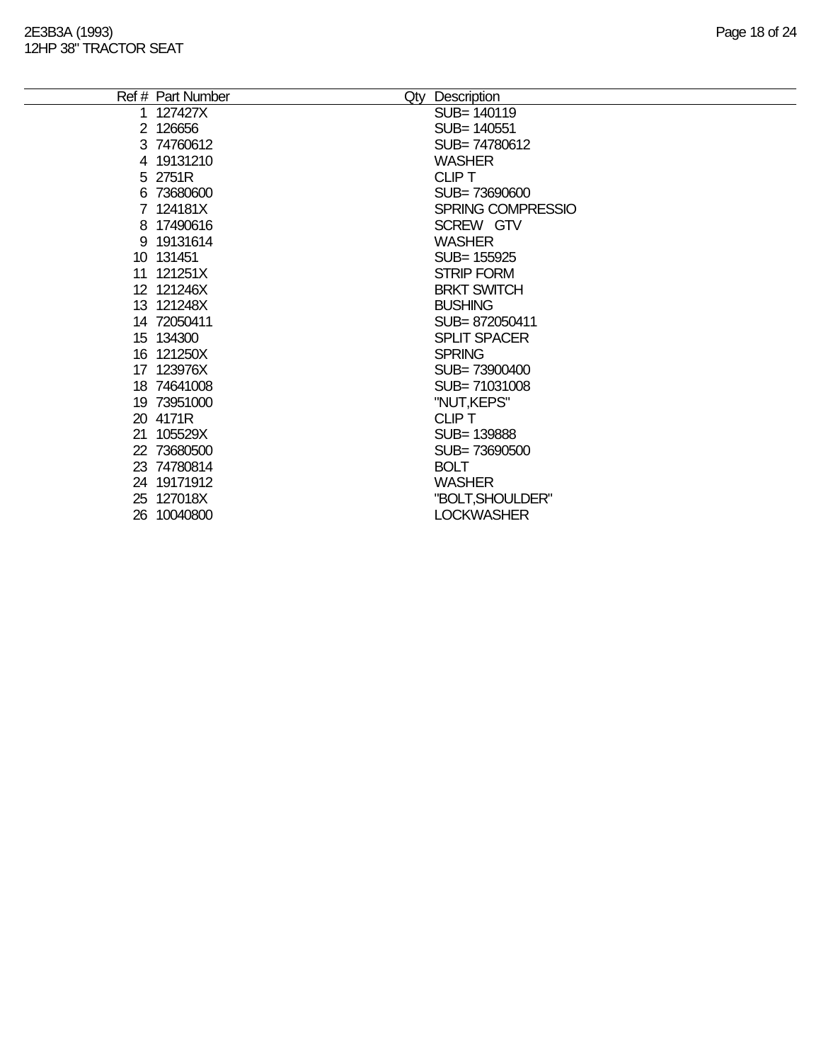2E3B3A (1993)
12HP 38" TRACTOR SEAT

| Ref # | Part Number | Qty | Description |
|---|---|---|---|
| 1 | 127427X | | SUB= 140119 |
| 2 | 126656 | | SUB= 140551 |
| 3 | 74760612 | | SUB= 74780612 |
| 4 | 19131210 | | WASHER |
| 5 | 2751R | | CLIP T |
| 6 | 73680600 | | SUB= 73690600 |
| 7 | 124181X | | SPRING COMPRESSIO |
| 8 | 17490616 | | SCREW GTV |
| 9 | 19131614 | | WASHER |
| 10 | 131451 | | SUB= 155925 |
| 11 | 121251X | | STRIP FORM |
| 12 | 121246X | | BRKT SWITCH |
| 13 | 121248X | | BUSHING |
| 14 | 72050411 | | SUB= 872050411 |
| 15 | 134300 | | SPLIT SPACER |
| 16 | 121250X | | SPRING |
| 17 | 123976X | | SUB= 73900400 |
| 18 | 74641008 | | SUB= 71031008 |
| 19 | 73951000 | | "NUT,KEPS" |
| 20 | 4171R | | CLIP T |
| 21 | 105529X | | SUB= 139888 |
| 22 | 73680500 | | SUB= 73690500 |
| 23 | 74780814 | | BOLT |
| 24 | 19171912 | | WASHER |
| 25 | 127018X | | "BOLT,SHOULDER" |
| 26 | 10040800 | | LOCKWASHER |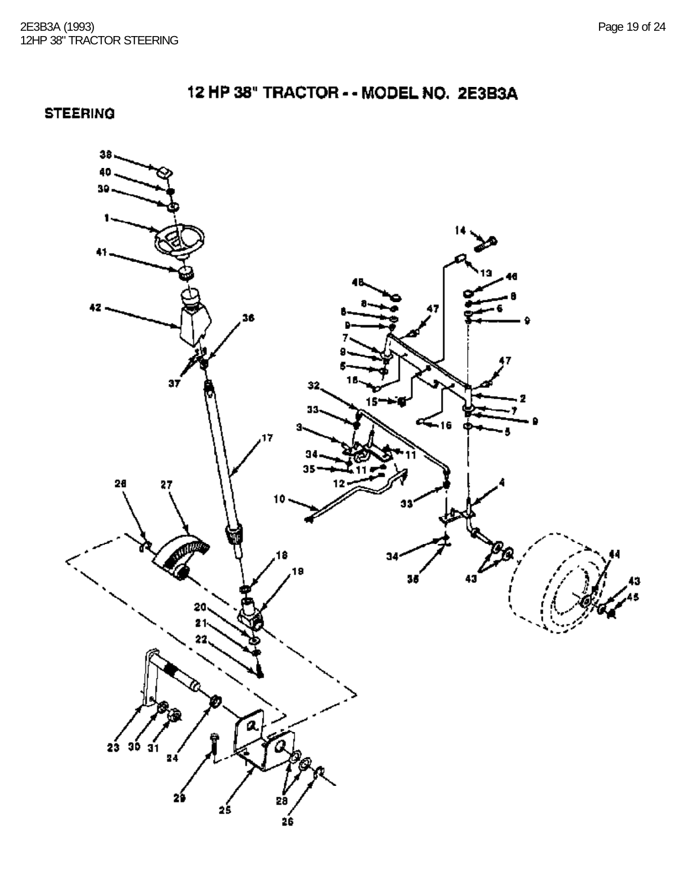# 12 HP 38" TRACTOR - - MODEL NO. 2E3B3A

## STEERING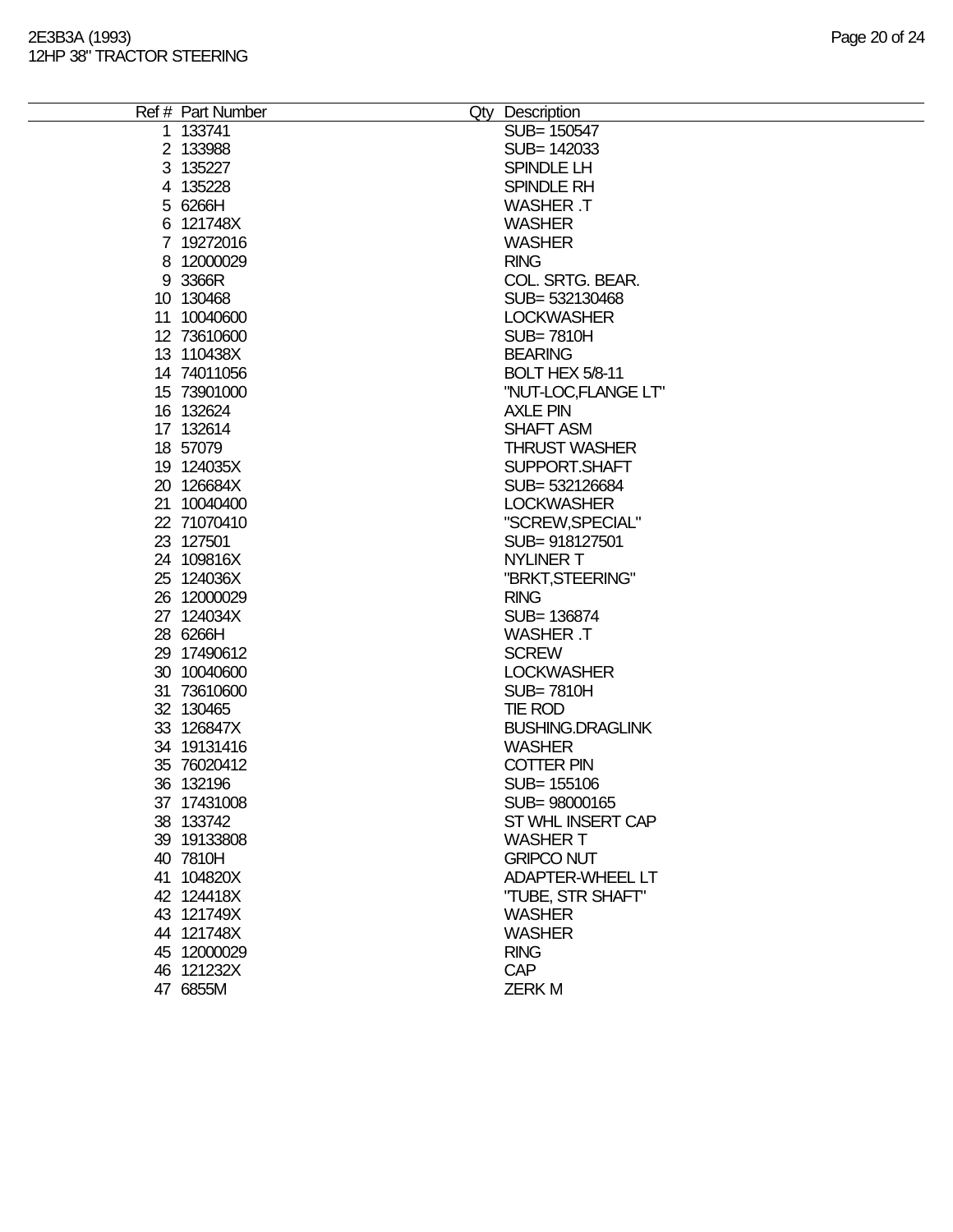| Ref # | Part Number | Qty | Description |
|---|---|---|---|
| 1 | 133741 | | SUB= 150547 |
| 2 | 133988 | | SUB= 142033 |
| 3 | 135227 | | SPINDLE LH |
| 4 | 135228 | | SPINDLE RH |
| 5 | 6266H | | WASHER .T |
| 6 | 121748X | | WASHER |
| 7 | 19272016 | | WASHER |
| 8 | 12000029 | | RING |
| 9 | 3366R | | COL. SRTG. BEAR. |
| 10 | 130468 | | SUB= 532130468 |
| 11 | 10040600 | | LOCKWASHER |
| 12 | 73610600 | | SUB= 7810H |
| 13 | 110438X | | BEARING |
| 14 | 74011056 | | BOLT HEX 5/8-11 |
| 15 | 73901000 | | "NUT-LOC,FLANGE LT" |
| 16 | 132624 | | AXLE PIN |
| 17 | 132614 | | SHAFT ASM |
| 18 | 57079 | | THRUST WASHER |
| 19 | 124035X | | SUPPORT.SHAFT |
| 20 | 126684X | | SUB= 532126684 |
| 21 | 10040400 | | LOCKWASHER |
| 22 | 71070410 | | "SCREW,SPECIAL" |
| 23 | 127501 | | SUB= 918127501 |
| 24 | 109816X | | NYLINER T |
| 25 | 124036X | | "BRKT,STEERING" |
| 26 | 12000029 | | RING |
| 27 | 124034X | | SUB= 136874 |
| 28 | 6266H | | WASHER .T |
| 29 | 17490612 | | SCREW |
| 30 | 10040600 | | LOCKWASHER |
| 31 | 73610600 | | SUB= 7810H |
| 32 | 130465 | | TIE ROD |
| 33 | 126847X | | BUSHING.DRAGLINK |
| 34 | 19131416 | | WASHER |
| 35 | 76020412 | | COTTER PIN |
| 36 | 132196 | | SUB= 155106 |
| 37 | 17431008 | | SUB= 98000165 |
| 38 | 133742 | | ST WHL INSERT CAP |
| 39 | 19133808 | | WASHER T |
| 40 | 7810H | | GRIPCO NUT |
| 41 | 104820X | | ADAPTER-WHEEL LT |
| 42 | 124418X | | "TUBE, STR SHAFT" |
| 43 | 121749X | | WASHER |
| 44 | 121748X | | WASHER |
| 45 | 12000029 | | RING |
| 46 | 121232X | | CAP |
| 47 | 6855M | | ZERK M |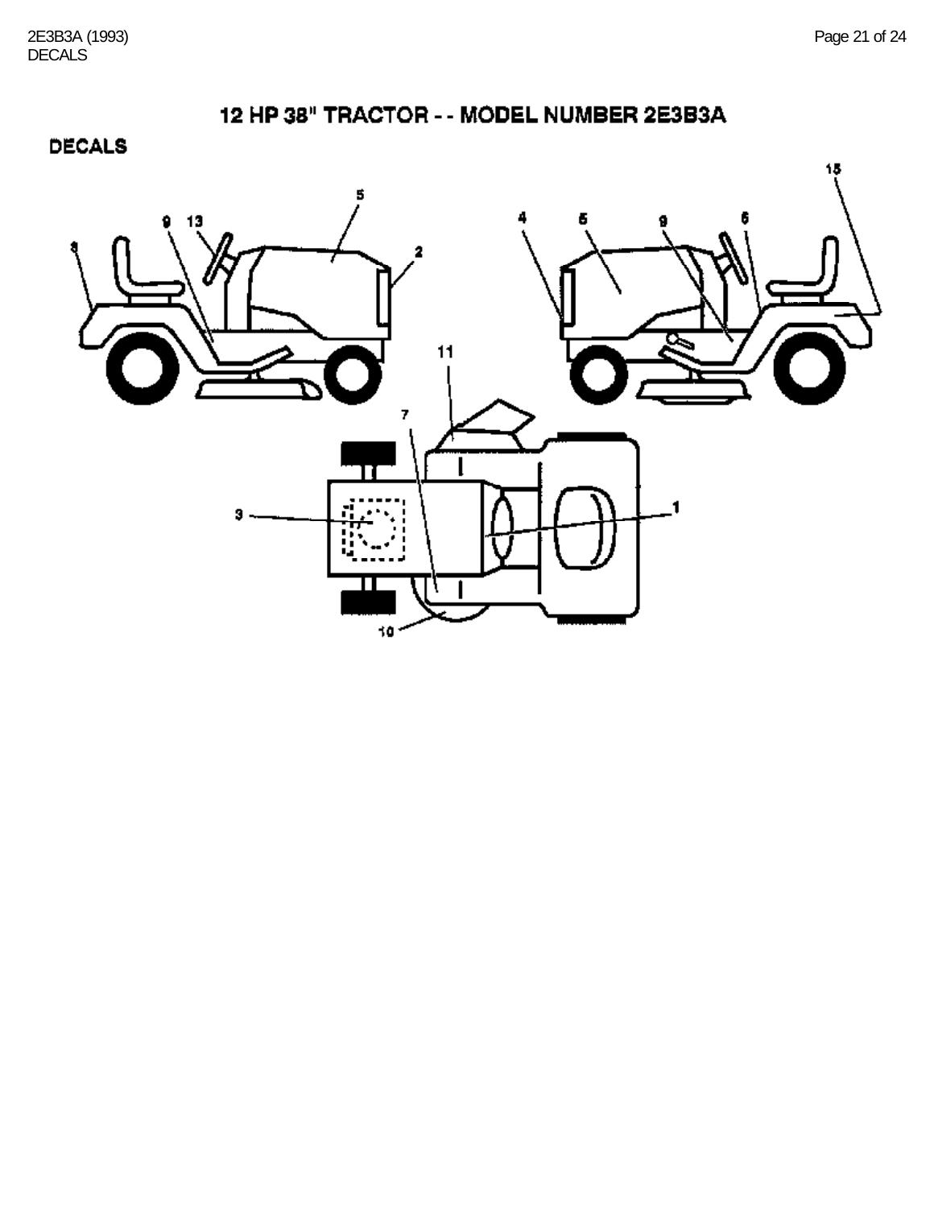# 12 HP 38" TRACTOR - - MODEL NUMBER 2E3B3A

## DECALS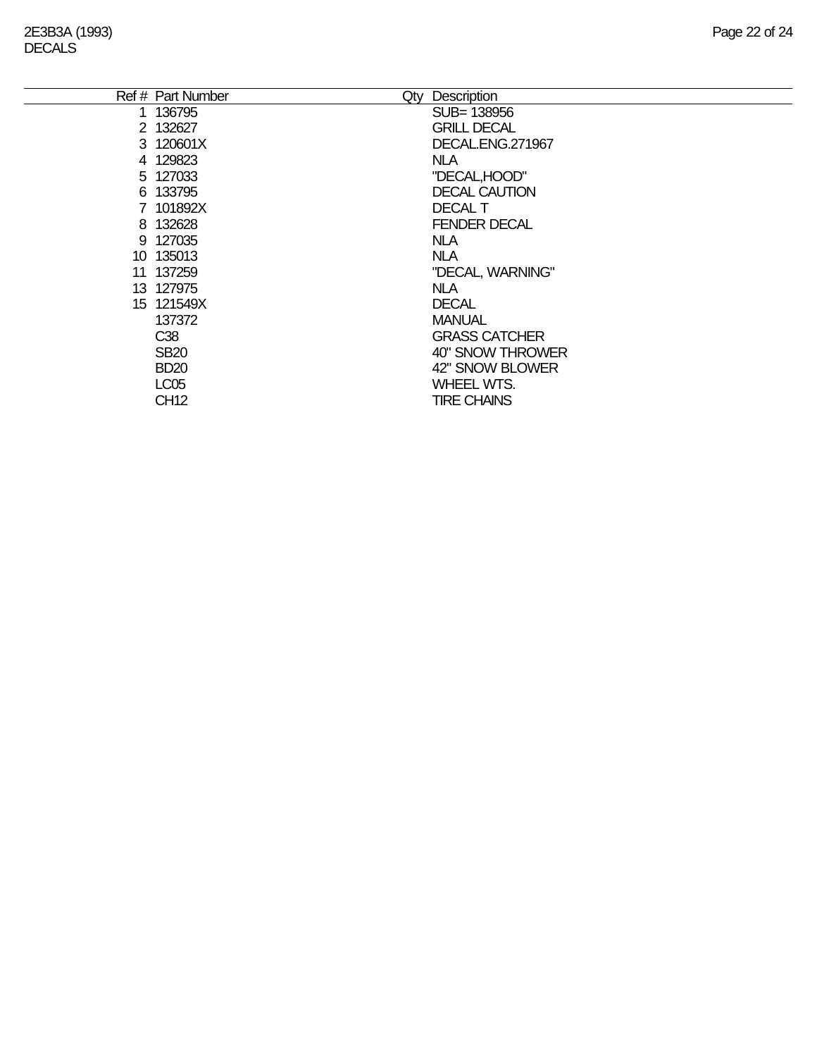2E3B3A (1993)
DECALS

| Ref # | Part Number | Qty | Description |
|---|---|---|---|
| 1 | 136795 | | SUB= 138956 |
| 2 | 132627 | | GRILL DECAL |
| 3 | 120601X | | DECAL.ENG.271967 |
| 4 | 129823 | | NLA |
| 5 | 127033 | | "DECAL,HOOD" |
| 6 | 133795 | | DECAL CAUTION |
| 7 | 101892X | | DECAL T |
| 8 | 132628 | | FENDER DECAL |
| 9 | 127035 | | NLA |
| 10 | 135013 | | NLA |
| 11 | 137259 | | "DECAL, WARNING" |
| 13 | 127975 | | NLA |
| 15 | 121549X | | DECAL |
| | 137372 | | MANUAL |
| | C38 | | GRASS CATCHER |
| | SB20 | | 40" SNOW THROWER |
| | BD20 | | 42" SNOW BLOWER |
| | LC05 | | WHEEL WTS. |
| | CH12 | | TIRE CHAINS |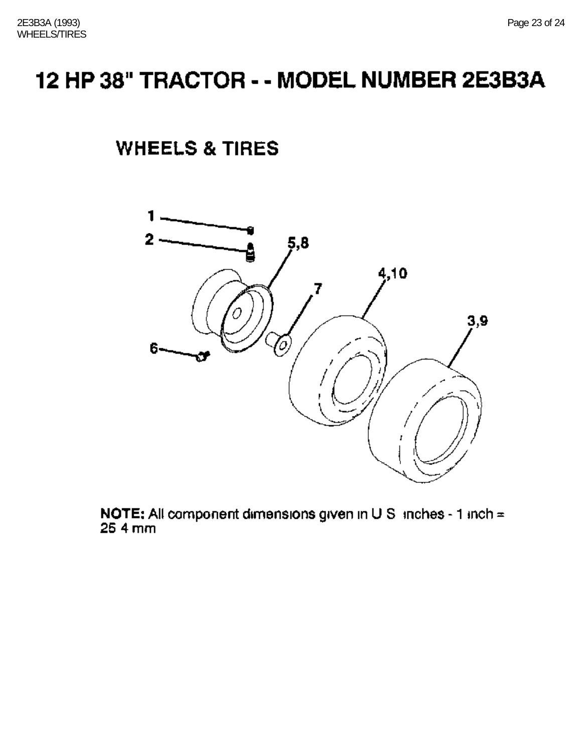# 12 HP 38" TRACTOR - - MODEL NUMBER 2E3B3A

## WHEELS & TIRES

1

2

5,8

4,10

7

3,9

6

**NOTE:** All component dimensions given in U S inches - 1 inch = 25 4 mm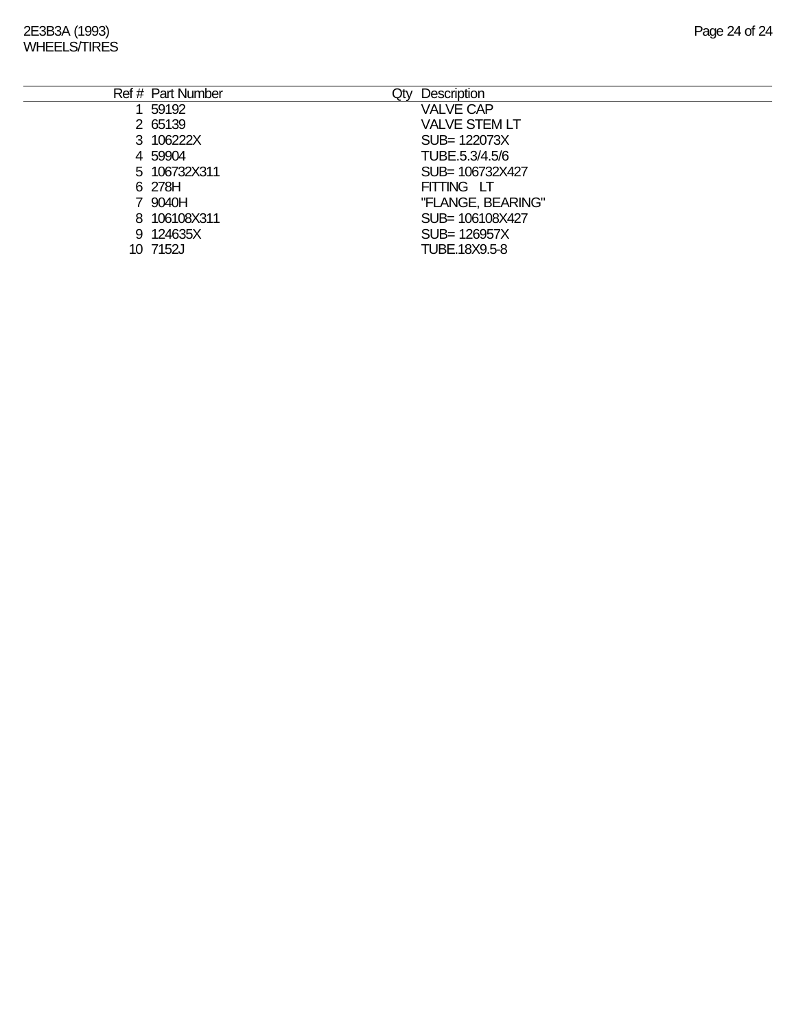| Ref # | Part Number | Qty | Description |
|---|---|---|---|
| 1 | 59192 | | VALVE CAP |
| 2 | 65139 | | VALVE STEM LT |
| 3 | 106222X | | SUB= 122073X |
| 4 | 59904 | | TUBE.5.3/4.5/6 |
| 5 | 106732X311 | | SUB= 106732X427 |
| 6 | 278H | | FITTING LT |
| 7 | 9040H | | "FLANGE, BEARING" |
| 8 | 106108X311 | | SUB= 106108X427 |
| 9 | 124635X | | SUB= 126957X |
| 10 | 7152J | | TUBE.18X9.5-8 |